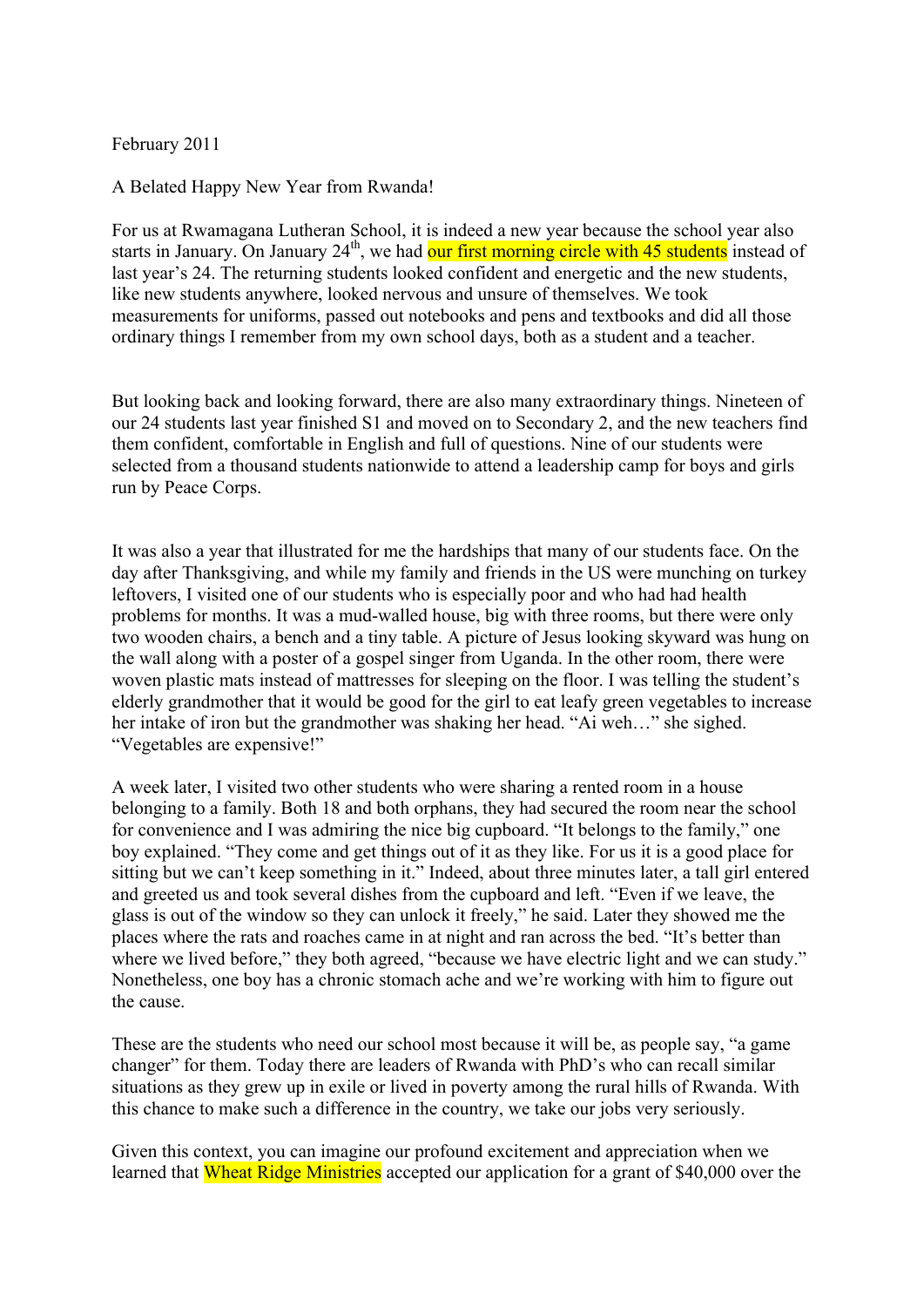February 2011

A Belated Happy New Year from Rwanda!

For us at Rwamagana Lutheran School, it is indeed a new year because the school year also starts in January. On January 24th, we had our first morning circle with 45 students instead of last year's 24. The returning students looked confident and energetic and the new students, like new students anywhere, looked nervous and unsure of themselves. We took measurements for uniforms, passed out notebooks and pens and textbooks and did all those ordinary things I remember from my own school days, both as a student and a teacher.

But looking back and looking forward, there are also many extraordinary things. Nineteen of our 24 students last year finished S1 and moved on to Secondary 2, and the new teachers find them confident, comfortable in English and full of questions. Nine of our students were selected from a thousand students nationwide to attend a leadership camp for boys and girls run by Peace Corps.

It was also a year that illustrated for me the hardships that many of our students face. On the day after Thanksgiving, and while my family and friends in the US were munching on turkey leftovers, I visited one of our students who is especially poor and who had had health problems for months. It was a mud-walled house, big with three rooms, but there were only two wooden chairs, a bench and a tiny table. A picture of Jesus looking skyward was hung on the wall along with a poster of a gospel singer from Uganda. In the other room, there were woven plastic mats instead of mattresses for sleeping on the floor. I was telling the student's elderly grandmother that it would be good for the girl to eat leafy green vegetables to increase her intake of iron but the grandmother was shaking her head. "Ai weh…" she sighed. "Vegetables are expensive!"

A week later, I visited two other students who were sharing a rented room in a house belonging to a family. Both 18 and both orphans, they had secured the room near the school for convenience and I was admiring the nice big cupboard. "It belongs to the family," one boy explained. "They come and get things out of it as they like. For us it is a good place for sitting but we can't keep something in it." Indeed, about three minutes later, a tall girl entered and greeted us and took several dishes from the cupboard and left. "Even if we leave, the glass is out of the window so they can unlock it freely," he said. Later they showed me the places where the rats and roaches came in at night and ran across the bed. "It's better than where we lived before," they both agreed, "because we have electric light and we can study." Nonetheless, one boy has a chronic stomach ache and we're working with him to figure out the cause.

These are the students who need our school most because it will be, as people say, "a game changer" for them. Today there are leaders of Rwanda with PhD's who can recall similar situations as they grew up in exile or lived in poverty among the rural hills of Rwanda. With this chance to make such a difference in the country, we take our jobs very seriously.

Given this context, you can imagine our profound excitement and appreciation when we learned that Wheat Ridge Ministries accepted our application for a grant of $40,000 over the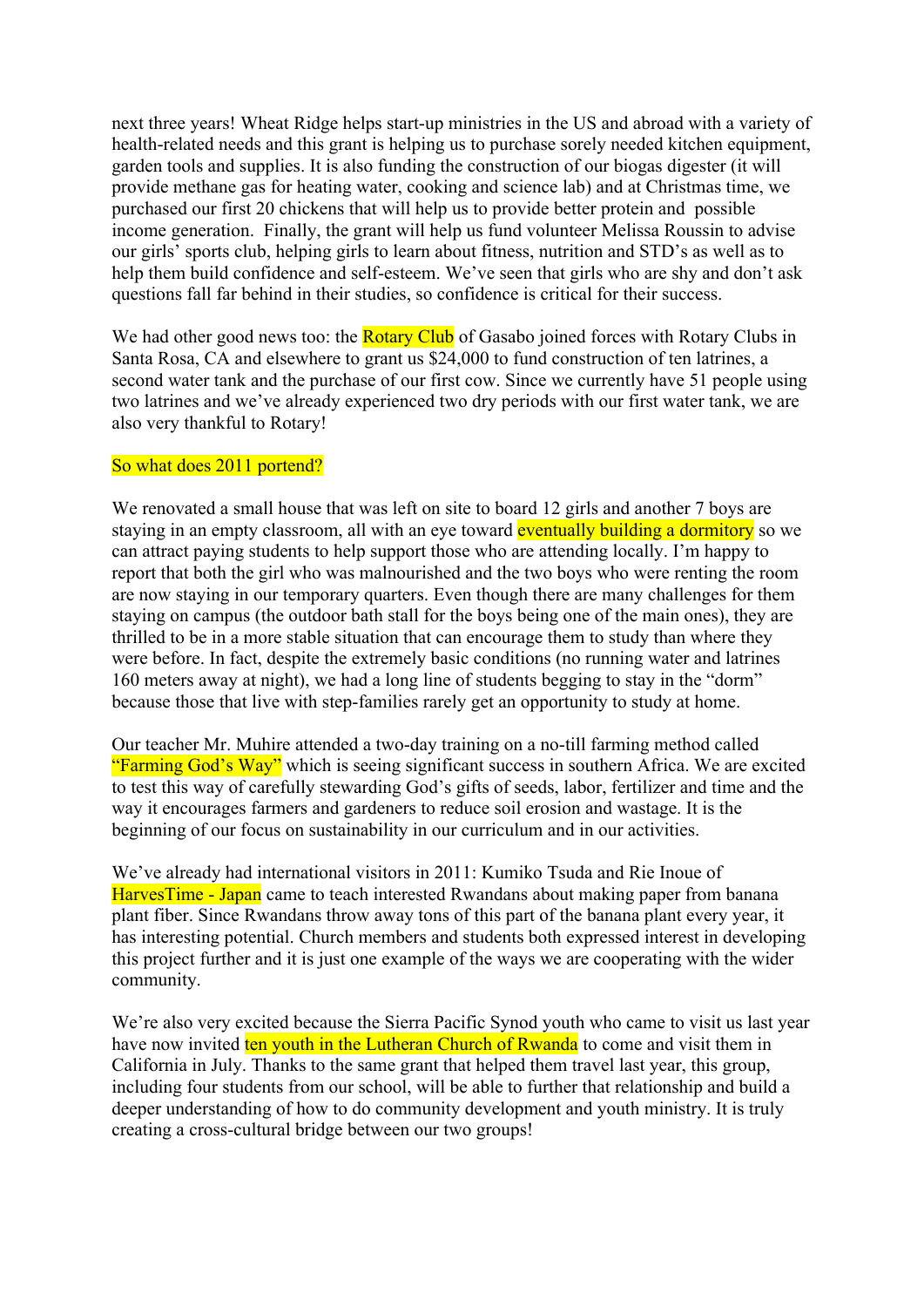next three years! Wheat Ridge helps start-up ministries in the US and abroad with a variety of health-related needs and this grant is helping us to purchase sorely needed kitchen equipment, garden tools and supplies. It is also funding the construction of our biogas digester (it will provide methane gas for heating water, cooking and science lab) and at Christmas time, we purchased our first 20 chickens that will help us to provide better protein and possible income generation. Finally, the grant will help us fund volunteer Melissa Roussin to advise our girls' sports club, helping girls to learn about fitness, nutrition and STD's as well as to help them build confidence and self-esteem. We've seen that girls who are shy and don't ask questions fall far behind in their studies, so confidence is critical for their success.

We had other good news too: the Rotary Club of Gasabo joined forces with Rotary Clubs in Santa Rosa, CA and elsewhere to grant us $24,000 to fund construction of ten latrines, a second water tank and the purchase of our first cow. Since we currently have 51 people using two latrines and we've already experienced two dry periods with our first water tank, we are also very thankful to Rotary!

So what does 2011 portend?

We renovated a small house that was left on site to board 12 girls and another 7 boys are staying in an empty classroom, all with an eye toward eventually building a dormitory so we can attract paying students to help support those who are attending locally. I'm happy to report that both the girl who was malnourished and the two boys who were renting the room are now staying in our temporary quarters. Even though there are many challenges for them staying on campus (the outdoor bath stall for the boys being one of the main ones), they are thrilled to be in a more stable situation that can encourage them to study than where they were before. In fact, despite the extremely basic conditions (no running water and latrines 160 meters away at night), we had a long line of students begging to stay in the "dorm" because those that live with step-families rarely get an opportunity to study at home.

Our teacher Mr. Muhire attended a two-day training on a no-till farming method called "Farming God's Way" which is seeing significant success in southern Africa. We are excited to test this way of carefully stewarding God's gifts of seeds, labor, fertilizer and time and the way it encourages farmers and gardeners to reduce soil erosion and wastage. It is the beginning of our focus on sustainability in our curriculum and in our activities.

We've already had international visitors in 2011: Kumiko Tsuda and Rie Inoue of HarvesTime - Japan came to teach interested Rwandans about making paper from banana plant fiber. Since Rwandans throw away tons of this part of the banana plant every year, it has interesting potential. Church members and students both expressed interest in developing this project further and it is just one example of the ways we are cooperating with the wider community.

We're also very excited because the Sierra Pacific Synod youth who came to visit us last year have now invited ten youth in the Lutheran Church of Rwanda to come and visit them in California in July. Thanks to the same grant that helped them travel last year, this group, including four students from our school, will be able to further that relationship and build a deeper understanding of how to do community development and youth ministry. It is truly creating a cross-cultural bridge between our two groups!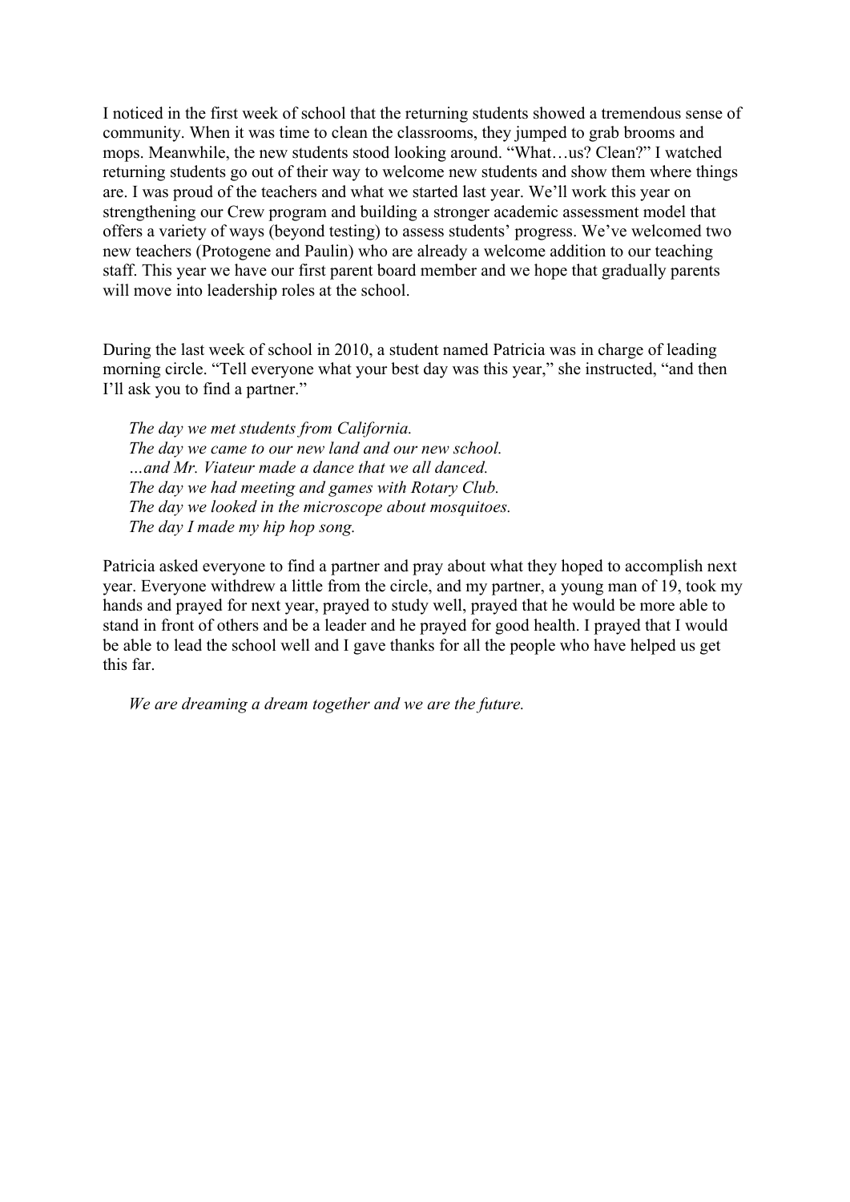I noticed in the first week of school that the returning students showed a tremendous sense of community. When it was time to clean the classrooms, they jumped to grab brooms and mops. Meanwhile, the new students stood looking around. "What…us? Clean?" I watched returning students go out of their way to welcome new students and show them where things are. I was proud of the teachers and what we started last year. We'll work this year on strengthening our Crew program and building a stronger academic assessment model that offers a variety of ways (beyond testing) to assess students' progress. We've welcomed two new teachers (Protogene and Paulin) who are already a welcome addition to our teaching staff. This year we have our first parent board member and we hope that gradually parents will move into leadership roles at the school.

During the last week of school in 2010, a student named Patricia was in charge of leading morning circle. "Tell everyone what your best day was this year," she instructed, "and then I'll ask you to find a partner."

> *The day we met students from California.*
> *The day we came to our new land and our new school.*
> *…and Mr. Viateur made a dance that we all danced.*
> *The day we had meeting and games with Rotary Club.*
> *The day we looked in the microscope about mosquitoes.*
> *The day I made my hip hop song.*

Patricia asked everyone to find a partner and pray about what they hoped to accomplish next year. Everyone withdrew a little from the circle, and my partner, a young man of 19, took my hands and prayed for next year, prayed to study well, prayed that he would be more able to stand in front of others and be a leader and he prayed for good health. I prayed that I would be able to lead the school well and I gave thanks for all the people who have helped us get this far.

> *We are dreaming a dream together and we are the future.*